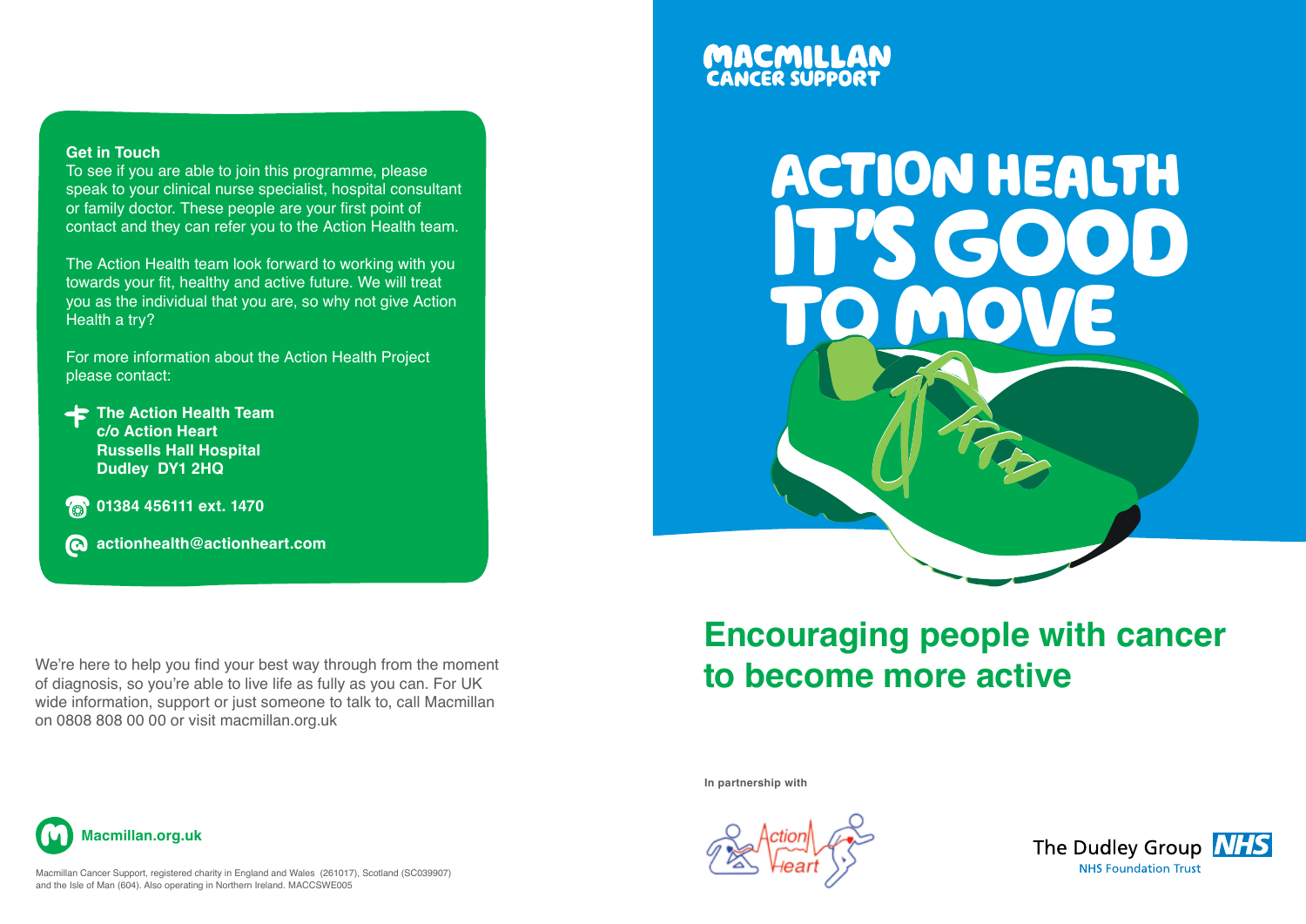### Get in Touch

To see if you are able to join this programme, please speak to your clinical nurse specialist, hospital consultant or family doctor. These people are your first point of contact and they can refer you to the Action Health team.

The Action Health team look forward to working with you towards your fit, healthy and active future. We will treat you as the individual that you are, so why not give Action Health a try?

For more information about the Action Health Project please contact:

**The Action Health Team**
**c/o Action Heart**
**Russells Hall Hospital**
**Dudley DY1 2HQ**

**01384 456111 ext. 1470**

**actionhealth@actionheart.com**

We're here to help you find your best way through from the moment of diagnosis, so you're able to live life as fully as you can. For UK wide information, support or just someone to talk to, call Macmillan on 0808 808 00 00 or visit macmillan.org.uk

**Macmillan.org.uk**

Macmillan Cancer Support, registered charity in England and Wales (261017), Scotland (SC039907) and the Isle of Man (604). Also operating in Northern Ireland. MACCSWE005

MACMILLAN CANCER SUPPORT

# ACTION HEALTH IT'S GOOD TO MOVE

## Encouraging people with cancer to become more active

**In partnership with**

Action Heart

The Dudley Group NHS Foundation Trust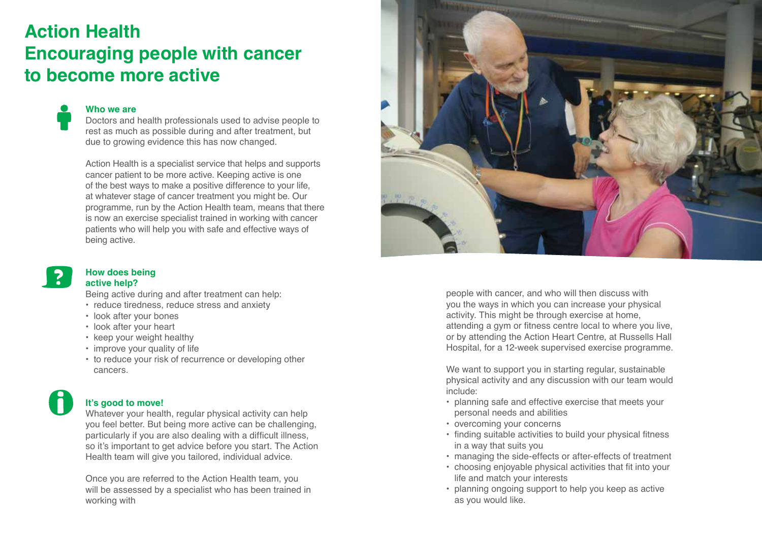# Action Health
# Encouraging people with cancer to become more active

### Who we are

Doctors and health professionals used to advise people to rest as much as possible during and after treatment, but due to growing evidence this has now changed.

Action Health is a specialist service that helps and supports cancer patient to be more active. Keeping active is one of the best ways to make a positive difference to your life, at whatever stage of cancer treatment you might be. Our programme, run by the Action Health team, means that there is now an exercise specialist trained in working with cancer patients who will help you with safe and effective ways of being active.

### How does being active help?

Being active during and after treatment can help:

- reduce tiredness, reduce stress and anxiety
- look after your bones
- look after your heart
- keep your weight healthy
- improve your quality of life
- to reduce your risk of recurrence or developing other cancers.

### It's good to move!

Whatever your health, regular physical activity can help you feel better. But being more active can be challenging, particularly if you are also dealing with a difficult illness, so it's important to get advice before you start. The Action Health team will give you tailored, individual advice.

Once you are referred to the Action Health team, you will be assessed by a specialist who has been trained in working with people with cancer, and who will then discuss with you the ways in which you can increase your physical activity. This might be through exercise at home, attending a gym or fitness centre local to where you live, or by attending the Action Heart Centre, at Russells Hall Hospital, for a 12-week supervised exercise programme.

We want to support you in starting regular, sustainable physical activity and any discussion with our team would include:

- planning safe and effective exercise that meets your personal needs and abilities
- overcoming your concerns
- finding suitable activities to build your physical fitness in a way that suits you
- managing the side-effects or after-effects of treatment
- choosing enjoyable physical activities that fit into your life and match your interests
- planning ongoing support to help you keep as active as you would like.